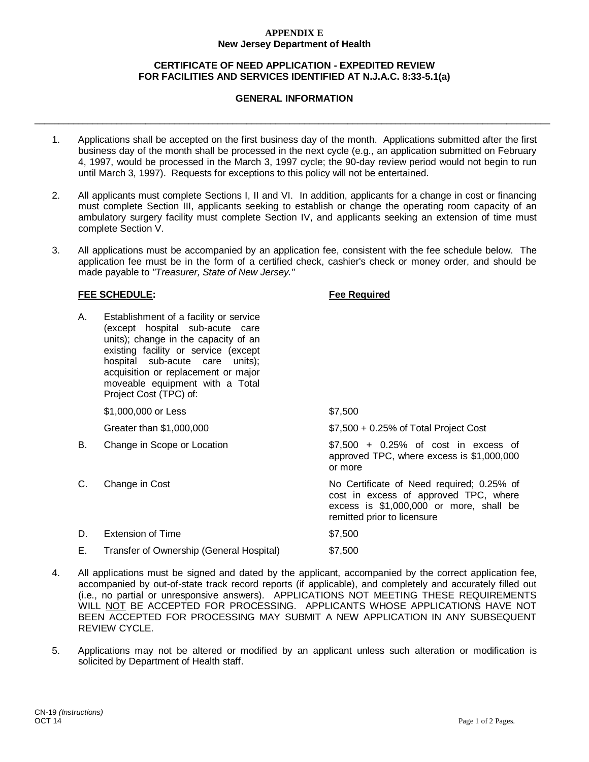**APPENDIX E**
**New Jersey Department of Health**

**CERTIFICATE OF NEED APPLICATION - EXPEDITED REVIEW FOR FACILITIES AND SERVICES IDENTIFIED AT N.J.A.C. 8:33-5.1(a)**

**GENERAL INFORMATION**

---

1. Applications shall be accepted on the first business day of the month. Applications submitted after the first business day of the month shall be processed in the next cycle (e.g., an application submitted on February 4, 1997, would be processed in the March 3, 1997 cycle; the 90-day review period would not begin to run until March 3, 1997). Requests for exceptions to this policy will not be entertained.

2. All applicants must complete Sections I, II and VI. In addition, applicants for a change in cost or financing must complete Section III, applicants seeking to establish or change the operating room capacity of an ambulatory surgery facility must complete Section IV, and applicants seeking an extension of time must complete Section V.

3. All applications must be accompanied by an application fee, consistent with the fee schedule below. The application fee must be in the form of a certified check, cashier's check or money order, and should be made payable to *"Treasurer, State of New Jersey."*

| | **FEE SCHEDULE:** | **Fee Required** |
|---|---|---|
| A. | Establishment of a facility or service (except hospital sub-acute care units); change in the capacity of an existing facility or service (except hospital sub-acute care units); acquisition or replacement or major moveable equipment with a Total Project Cost (TPC) of: | |
| | $1,000,000 or Less | $7,500 |
| | Greater than $1,000,000 | $7,500 + 0.25% of Total Project Cost |
| B. | Change in Scope or Location | $7,500 + 0.25% of cost in excess of approved TPC, where excess is $1,000,000 or more |
| C. | Change in Cost | No Certificate of Need required; 0.25% of cost in excess of approved TPC, where excess is $1,000,000 or more, shall be remitted prior to licensure |
| D. | Extension of Time | $7,500 |
| E. | Transfer of Ownership (General Hospital) | $7,500 |

4. All applications must be signed and dated by the applicant, accompanied by the correct application fee, accompanied by out-of-state track record reports (if applicable), and completely and accurately filled out (i.e., no partial or unresponsive answers). APPLICATIONS NOT MEETING THESE REQUIREMENTS WILL NOT BE ACCEPTED FOR PROCESSING. APPLICANTS WHOSE APPLICATIONS HAVE NOT BEEN ACCEPTED FOR PROCESSING MAY SUBMIT A NEW APPLICATION IN ANY SUBSEQUENT REVIEW CYCLE.

5. Applications may not be altered or modified by an applicant unless such alteration or modification is solicited by Department of Health staff.

CN-19 *(Instructions)*
OCT 14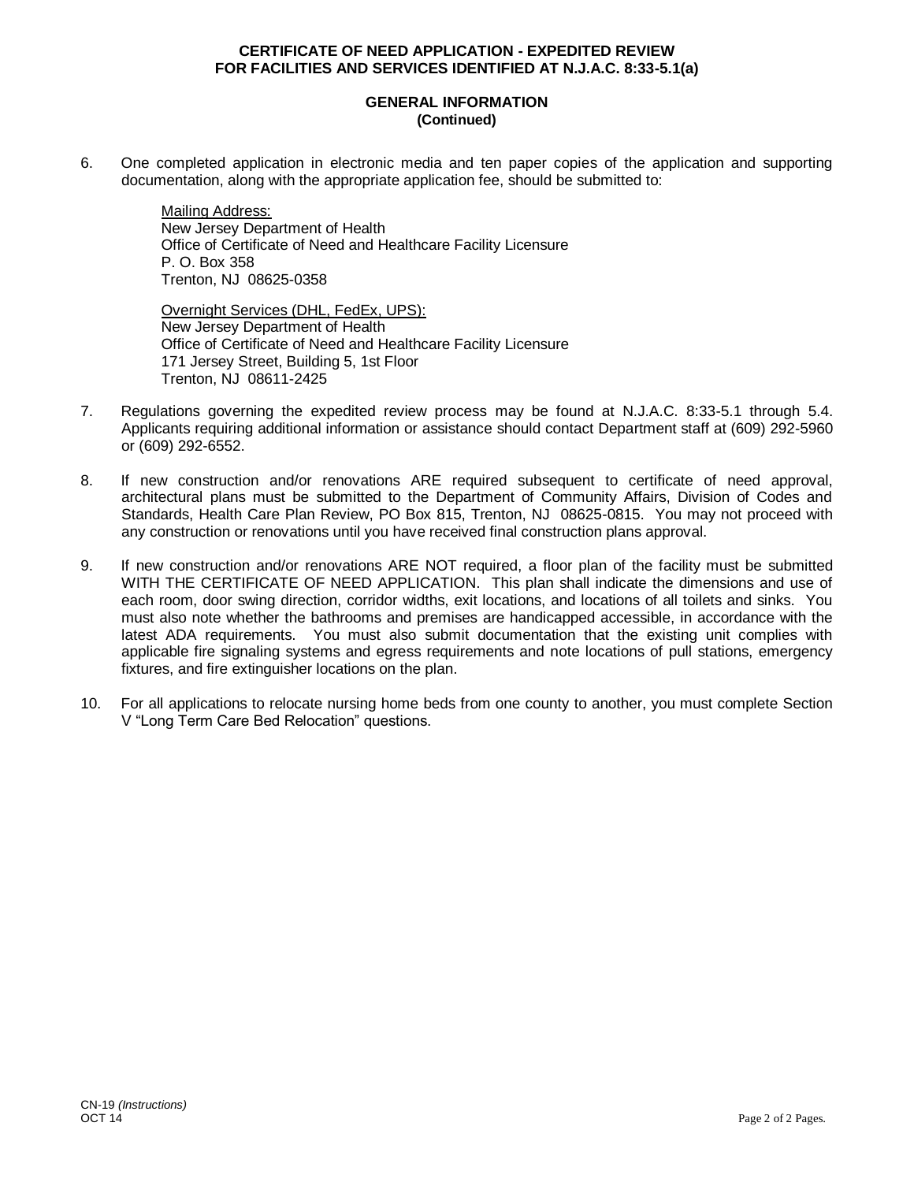**CERTIFICATE OF NEED APPLICATION - EXPEDITED REVIEW**
**FOR FACILITIES AND SERVICES IDENTIFIED AT N.J.A.C. 8:33-5.1(a)**

**GENERAL INFORMATION**
**(Continued)**

6. One completed application in electronic media and ten paper copies of the application and supporting documentation, along with the appropriate application fee, should be submitted to:

   Mailing Address:
   New Jersey Department of Health
   Office of Certificate of Need and Healthcare Facility Licensure
   P. O. Box 358
   Trenton, NJ 08625-0358

   Overnight Services (DHL, FedEx, UPS):
   New Jersey Department of Health
   Office of Certificate of Need and Healthcare Facility Licensure
   171 Jersey Street, Building 5, 1st Floor
   Trenton, NJ 08611-2425

7. Regulations governing the expedited review process may be found at N.J.A.C. 8:33-5.1 through 5.4. Applicants requiring additional information or assistance should contact Department staff at (609) 292-5960 or (609) 292-6552.

8. If new construction and/or renovations ARE required subsequent to certificate of need approval, architectural plans must be submitted to the Department of Community Affairs, Division of Codes and Standards, Health Care Plan Review, PO Box 815, Trenton, NJ 08625-0815. You may not proceed with any construction or renovations until you have received final construction plans approval.

9. If new construction and/or renovations ARE NOT required, a floor plan of the facility must be submitted WITH THE CERTIFICATE OF NEED APPLICATION. This plan shall indicate the dimensions and use of each room, door swing direction, corridor widths, exit locations, and locations of all toilets and sinks. You must also note whether the bathrooms and premises are handicapped accessible, in accordance with the latest ADA requirements. You must also submit documentation that the existing unit complies with applicable fire signaling systems and egress requirements and note locations of pull stations, emergency fixtures, and fire extinguisher locations on the plan.

10. For all applications to relocate nursing home beds from one county to another, you must complete Section V "Long Term Care Bed Relocation" questions.

CN-19 *(Instructions)*
OCT 14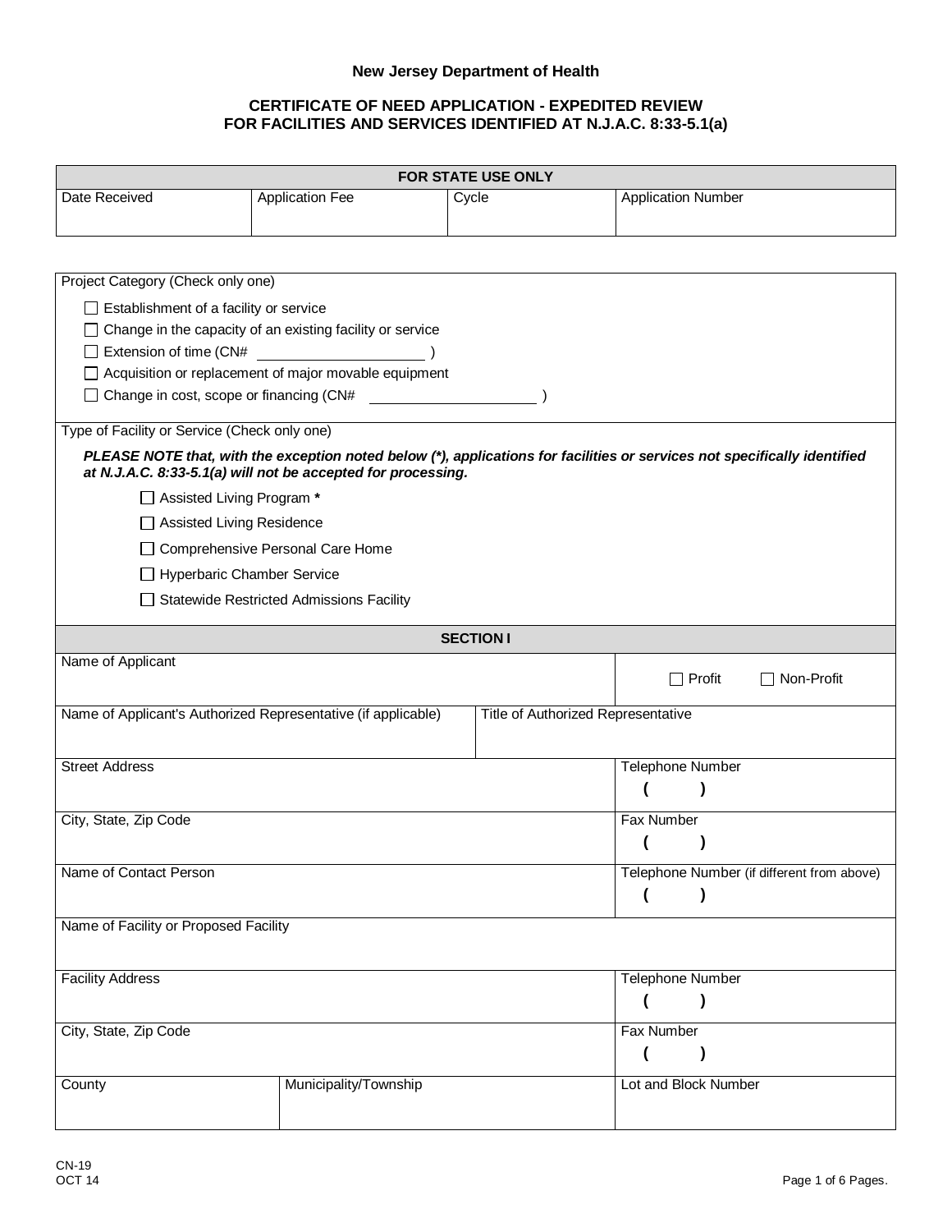**New Jersey Department of Health**

**CERTIFICATE OF NEED APPLICATION - EXPEDITED REVIEW**
**FOR FACILITIES AND SERVICES IDENTIFIED AT N.J.A.C. 8:33-5.1(a)**

| FOR STATE USE ONLY | | | |
|---|---|---|---|
| Date Received | Application Fee | Cycle | Application Number |

Project Category (Check only one)

- ☐ Establishment of a facility or service
- ☐ Change in the capacity of an existing facility or service
- ☐ Extension of time (CN# ____________________ )
- ☐ Acquisition or replacement of major movable equipment
- ☐ Change in cost, scope or financing (CN# ____________________ )

Type of Facility or Service (Check only one)

***PLEASE NOTE that, with the exception noted below (*), applications for facilities or services not specifically identified at N.J.A.C. 8:33-5.1(a) will not be accepted for processing.***

- ☐ Assisted Living Program **\***
- ☐ Assisted Living Residence
- ☐ Comprehensive Personal Care Home
- ☐ Hyperbaric Chamber Service
- ☐ Statewide Restricted Admissions Facility

**SECTION I**

| | | |
|---|---|---|
| Name of Applicant | | ☐ Profit ☐ Non-Profit |
| Name of Applicant's Authorized Representative (if applicable) | Title of Authorized Representative | |
| Street Address | | Telephone Number ( ) |
| City, State, Zip Code | | Fax Number ( ) |
| Name of Contact Person | | Telephone Number (if different from above) ( ) |
| Name of Facility or Proposed Facility | | |
| Facility Address | | Telephone Number ( ) |
| City, State, Zip Code | | Fax Number ( ) |
| County | Municipality/Township | Lot and Block Number |

CN-19
OCT 14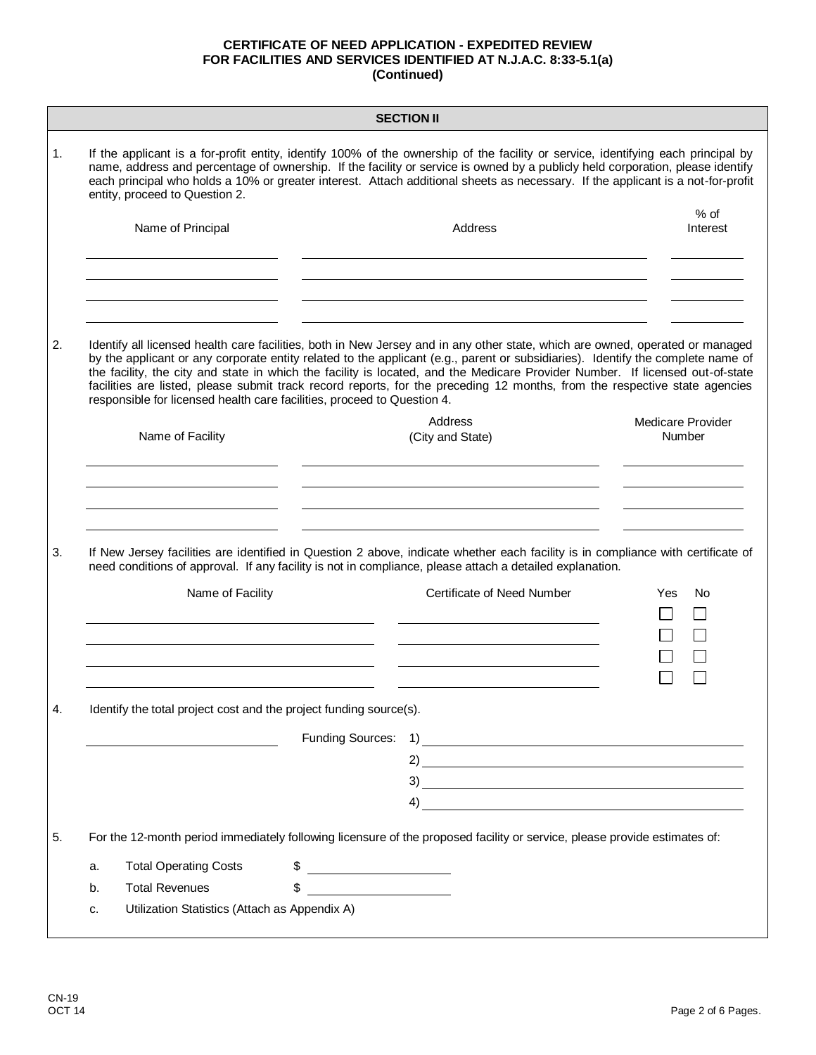**CERTIFICATE OF NEED APPLICATION - EXPEDITED REVIEW**
**FOR FACILITIES AND SERVICES IDENTIFIED AT N.J.A.C. 8:33-5.1(a)**
**(Continued)**

## SECTION II

1. If the applicant is a for-profit entity, identify 100% of the ownership of the facility or service, identifying each principal by name, address and percentage of ownership. If the facility or service is owned by a publicly held corporation, please identify each principal who holds a 10% or greater interest. Attach additional sheets as necessary. If the applicant is a not-for-profit entity, proceed to Question 2.

| Name of Principal | Address | % of Interest |
|---|---|---|
| | | |
| | | |
| | | |
| | | |

2. Identify all licensed health care facilities, both in New Jersey and in any other state, which are owned, operated or managed by the applicant or any corporate entity related to the applicant (e.g., parent or subsidiaries). Identify the complete name of the facility, the city and state in which the facility is located, and the Medicare Provider Number. If licensed out-of-state facilities are listed, please submit track record reports, for the preceding 12 months, from the respective state agencies responsible for licensed health care facilities, proceed to Question 4.

| Name of Facility | Address (City and State) | Medicare Provider Number |
|---|---|---|
| | | |
| | | |
| | | |
| | | |

3. If New Jersey facilities are identified in Question 2 above, indicate whether each facility is in compliance with certificate of need conditions of approval. If any facility is not in compliance, please attach a detailed explanation.

| Name of Facility | Certificate of Need Number | Yes | No |
|---|---|---|---|
| | | ☐ | ☐ |
| | | ☐ | ☐ |
| | | ☐ | ☐ |
| | | ☐ | ☐ |

4. Identify the total project cost and the project funding source(s).

______________________ Funding Sources:
1) ______________________
2) ______________________
3) ______________________
4) ______________________

5. For the 12-month period immediately following licensure of the proposed facility or service, please provide estimates of:

   a. Total Operating Costs $ ______________
   b. Total Revenues $ ______________
   c. Utilization Statistics (Attach as Appendix A)

CN-19
OCT 14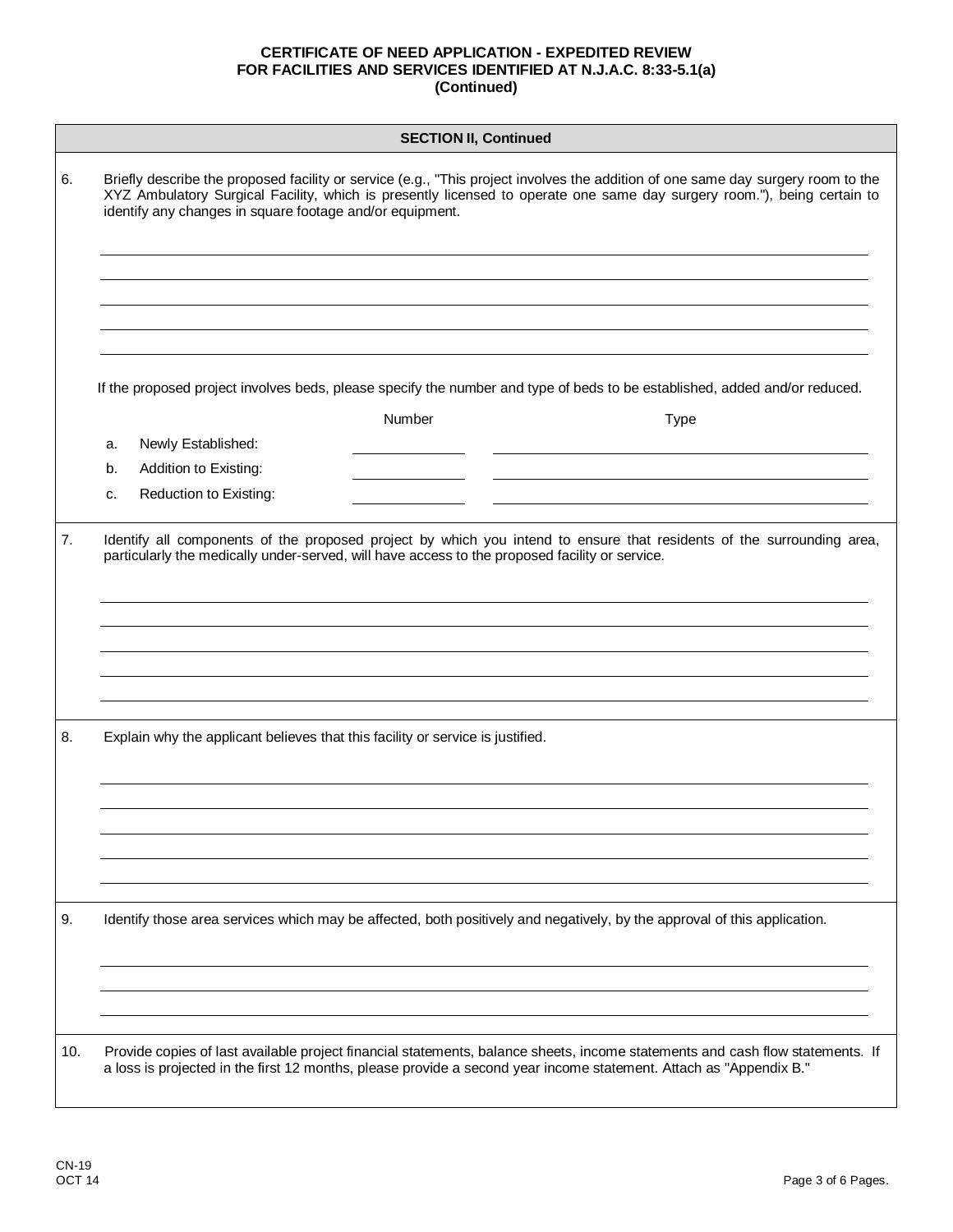**CERTIFICATE OF NEED APPLICATION - EXPEDITED REVIEW FOR FACILITIES AND SERVICES IDENTIFIED AT N.J.A.C. 8:33-5.1(a) (Continued)**

**SECTION II, Continued**

6. Briefly describe the proposed facility or service (e.g., "This project involves the addition of one same day surgery room to the XYZ Ambulatory Surgical Facility, which is presently licensed to operate one same day surgery room."), being certain to identify any changes in square footage and/or equipment.

_______________________________________________

_______________________________________________

_______________________________________________

_______________________________________________

_______________________________________________

If the proposed project involves beds, please specify the number and type of beds to be established, added and/or reduced.

| | Number | Type |
|---|---|---|
| a. Newly Established: | | |
| b. Addition to Existing: | | |
| c. Reduction to Existing: | | |

7. Identify all components of the proposed project by which you intend to ensure that residents of the surrounding area, particularly the medically under-served, will have access to the proposed facility or service.

_______________________________________________

_______________________________________________

_______________________________________________

_______________________________________________

_______________________________________________

8. Explain why the applicant believes that this facility or service is justified.

_______________________________________________

_______________________________________________

_______________________________________________

_______________________________________________

_______________________________________________

9. Identify those area services which may be affected, both positively and negatively, by the approval of this application.

_______________________________________________

_______________________________________________

_______________________________________________

10. Provide copies of last available project financial statements, balance sheets, income statements and cash flow statements. If a loss is projected in the first 12 months, please provide a second year income statement. Attach as "Appendix B."

CN-19
OCT 14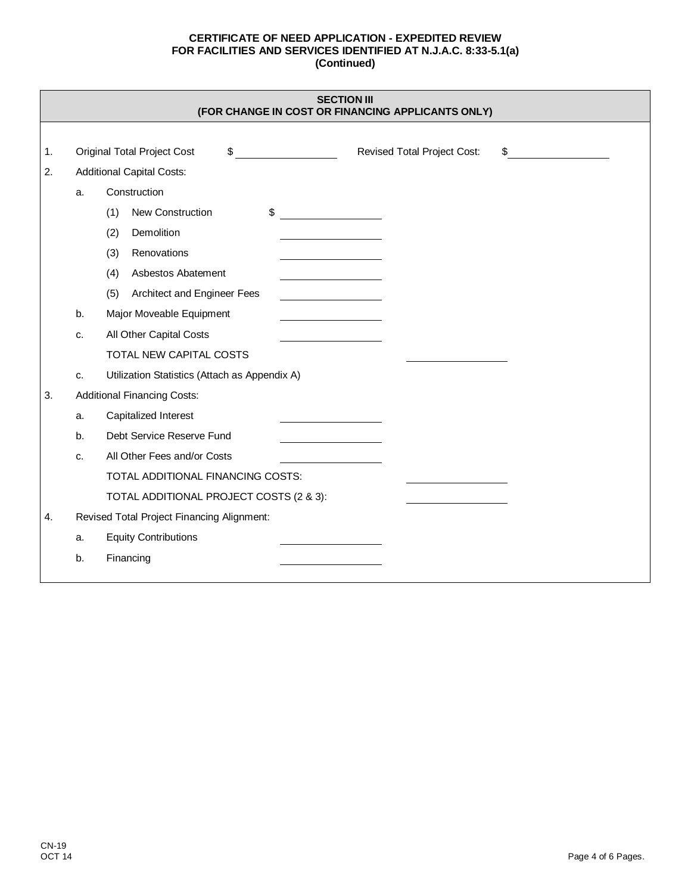**CERTIFICATE OF NEED APPLICATION - EXPEDITED REVIEW**
**FOR FACILITIES AND SERVICES IDENTIFIED AT N.J.A.C. 8:33-5.1(a)**
**(Continued)**

## SECTION III
## (FOR CHANGE IN COST OR FINANCING APPLICANTS ONLY)

1. Original Total Project Cost $ ______________ Revised Total Project Cost: $ ______________

2. Additional Capital Costs:

   a. Construction

      (1) New Construction $ ______________

      (2) Demolition ______________

      (3) Renovations ______________

      (4) Asbestos Abatement ______________

      (5) Architect and Engineer Fees ______________

   b. Major Moveable Equipment ______________

   c. All Other Capital Costs ______________

   TOTAL NEW CAPITAL COSTS ______________

   c. Utilization Statistics (Attach as Appendix A)

3. Additional Financing Costs:

   a. Capitalized Interest ______________

   b. Debt Service Reserve Fund ______________

   c. All Other Fees and/or Costs ______________

   TOTAL ADDITIONAL FINANCING COSTS: ______________

   TOTAL ADDITIONAL PROJECT COSTS (2 & 3): ______________

4. Revised Total Project Financing Alignment:

   a. Equity Contributions ______________

   b. Financing ______________

CN-19
OCT 14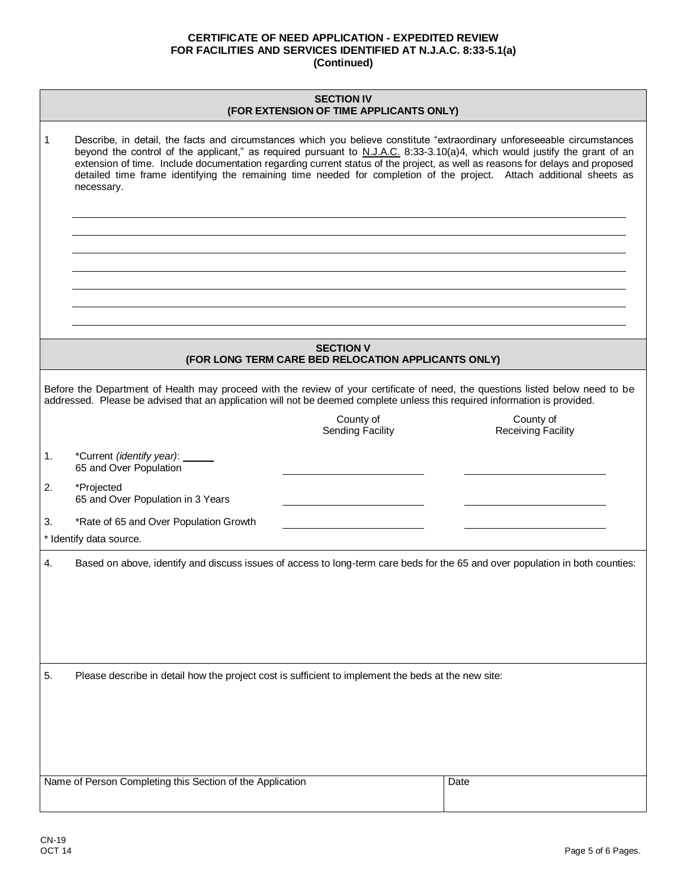**CERTIFICATE OF NEED APPLICATION - EXPEDITED REVIEW**
**FOR FACILITIES AND SERVICES IDENTIFIED AT N.J.A.C. 8:33-5.1(a)**
**(Continued)**

## SECTION IV
### (FOR EXTENSION OF TIME APPLICANTS ONLY)

1. Describe, in detail, the facts and circumstances which you believe constitute "extraordinary unforeseeable circumstances beyond the control of the applicant," as required pursuant to N.J.A.C. 8:33-3.10(a)4, which would justify the grant of an extension of time. Include documentation regarding current status of the project, as well as reasons for delays and proposed detailed time frame identifying the remaining time needed for completion of the project. Attach additional sheets as necessary.

______________________________________________________________________

______________________________________________________________________

______________________________________________________________________

______________________________________________________________________

______________________________________________________________________

______________________________________________________________________

______________________________________________________________________

## SECTION V
### (FOR LONG TERM CARE BED RELOCATION APPLICANTS ONLY)

Before the Department of Health may proceed with the review of your certificate of need, the questions listed below need to be addressed. Please be advised that an application will not be deemed complete unless this required information is provided.

| | | County of Sending Facility | County of Receiving Facility |
|---|---|---|---|
| 1. | *Current *(identify year)*: ______ 65 and Over Population | | |
| 2. | *Projected 65 and Over Population in 3 Years | | |
| 3. | *Rate of 65 and Over Population Growth | | |

* Identify data source.

4. Based on above, identify and discuss issues of access to long-term care beds for the 65 and over population in both counties:

5. Please describe in detail how the project cost is sufficient to implement the beds at the new site:

| Name of Person Completing this Section of the Application | Date |
|---|---|
| | |

CN-19
OCT 14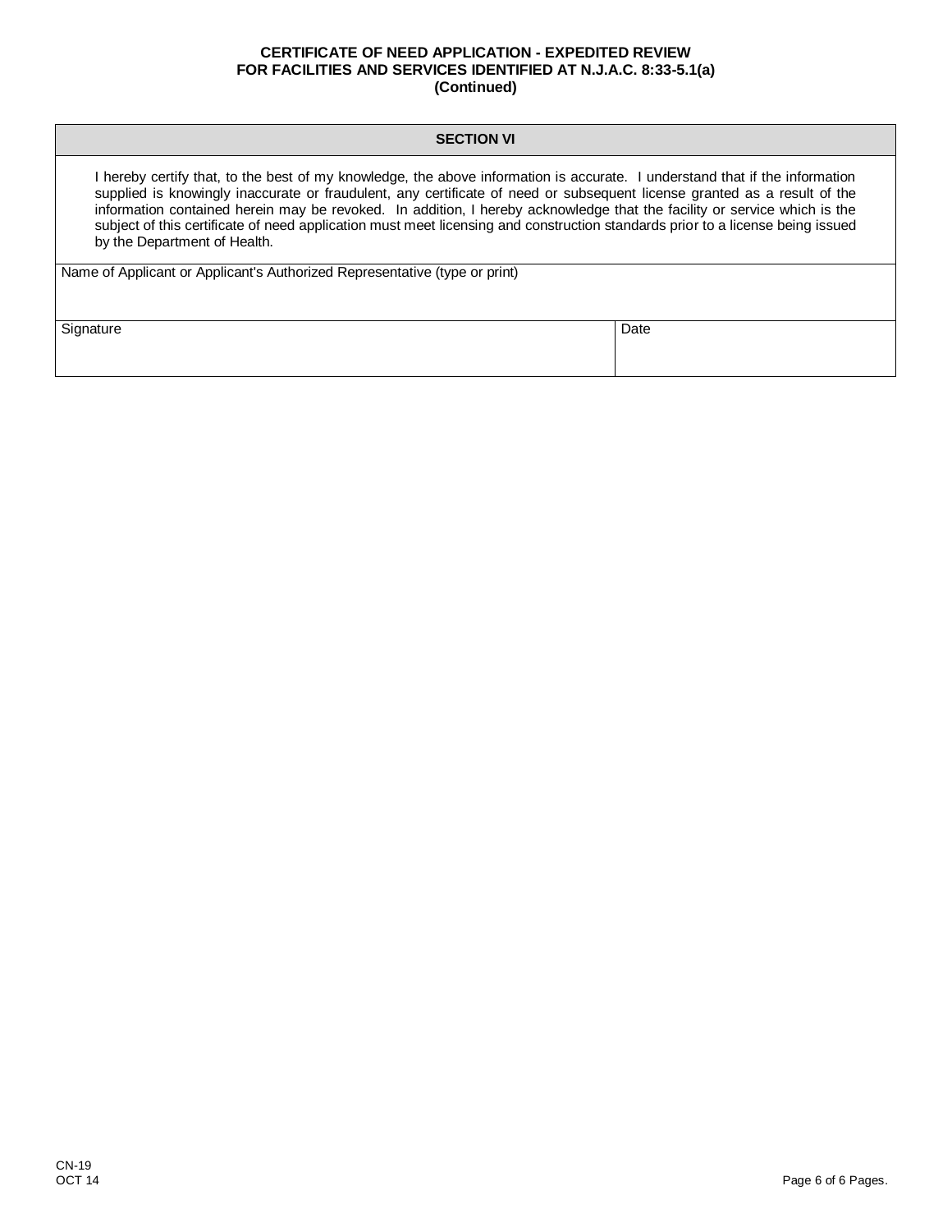**CERTIFICATE OF NEED APPLICATION - EXPEDITED REVIEW FOR FACILITIES AND SERVICES IDENTIFIED AT N.J.A.C. 8:33-5.1(a) (Continued)**

## SECTION VI

I hereby certify that, to the best of my knowledge, the above information is accurate. I understand that if the information supplied is knowingly inaccurate or fraudulent, any certificate of need or subsequent license granted as a result of the information contained herein may be revoked. In addition, I hereby acknowledge that the facility or service which is the subject of this certificate of need application must meet licensing and construction standards prior to a license being issued by the Department of Health.

| | |
|---|---|
| Name of Applicant or Applicant's Authorized Representative (type or print) | |
| Signature | Date |

CN-19
OCT 14